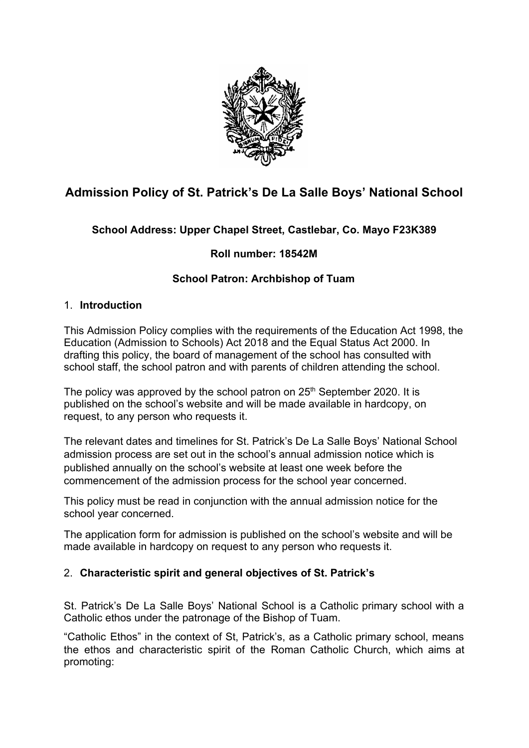# Admission Policy of St. Patrick's De La Salle Boys' National School

**School Address: Upper Chapel Street, Castlebar, Co. Mayo F23K389**

**Roll number: 18542M**

**School Patron: Archbishop of Tuam**

## 1. Introduction

This Admission Policy complies with the requirements of the Education Act 1998, the Education (Admission to Schools) Act 2018 and the Equal Status Act 2000. In drafting this policy, the board of management of the school has consulted with school staff, the school patron and with parents of children attending the school.

The policy was approved by the school patron on 25th September 2020. It is published on the school's website and will be made available in hardcopy, on request, to any person who requests it.

The relevant dates and timelines for St. Patrick's De La Salle Boys' National School admission process are set out in the school's annual admission notice which is published annually on the school's website at least one week before the commencement of the admission process for the school year concerned.

This policy must be read in conjunction with the annual admission notice for the school year concerned.

The application form for admission is published on the school's website and will be made available in hardcopy on request to any person who requests it.

## 2. Characteristic spirit and general objectives of St. Patrick's

St. Patrick's De La Salle Boys' National School is a Catholic primary school with a Catholic ethos under the patronage of the Bishop of Tuam.

"Catholic Ethos" in the context of St, Patrick's, as a Catholic primary school, means the ethos and characteristic spirit of the Roman Catholic Church, which aims at promoting: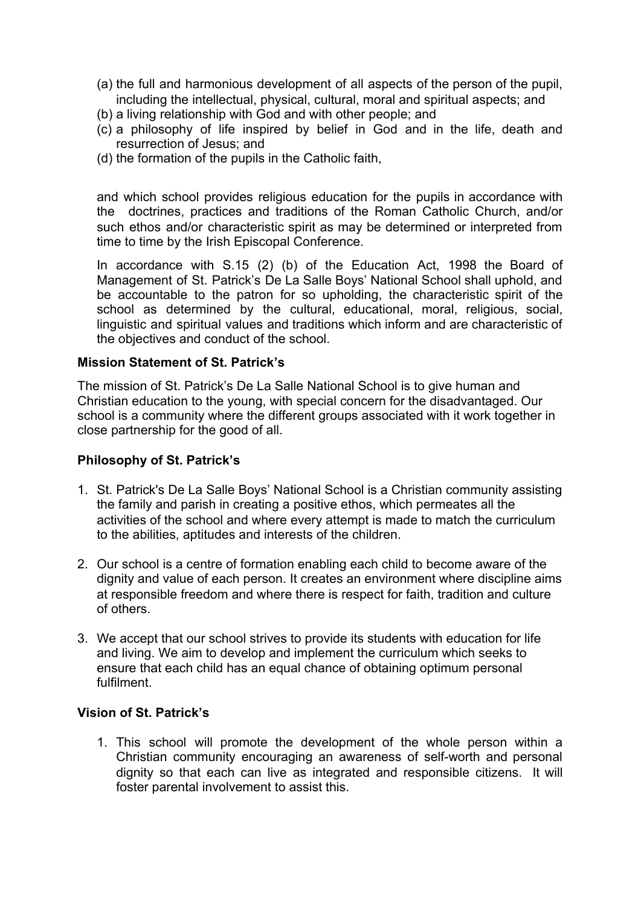(a) the full and harmonious development of all aspects of the person of the pupil, including the intellectual, physical, cultural, moral and spiritual aspects; and
(b) a living relationship with God and with other people; and
(c) a philosophy of life inspired by belief in God and in the life, death and resurrection of Jesus; and
(d) the formation of the pupils in the Catholic faith,

and which school provides religious education for the pupils in accordance with the doctrines, practices and traditions of the Roman Catholic Church, and/or such ethos and/or characteristic spirit as may be determined or interpreted from time to time by the Irish Episcopal Conference.

In accordance with S.15 (2) (b) of the Education Act, 1998 the Board of Management of St. Patrick's De La Salle Boys' National School shall uphold, and be accountable to the patron for so upholding, the characteristic spirit of the school as determined by the cultural, educational, moral, religious, social, linguistic and spiritual values and traditions which inform and are characteristic of the objectives and conduct of the school.

**Mission Statement of St. Patrick's**

The mission of St. Patrick's De La Salle National School is to give human and Christian education to the young, with special concern for the disadvantaged. Our school is a community where the different groups associated with it work together in close partnership for the good of all.

**Philosophy of St. Patrick's**

1. St. Patrick's De La Salle Boys' National School is a Christian community assisting the family and parish in creating a positive ethos, which permeates all the activities of the school and where every attempt is made to match the curriculum to the abilities, aptitudes and interests of the children.

2. Our school is a centre of formation enabling each child to become aware of the dignity and value of each person. It creates an environment where discipline aims at responsible freedom and where there is respect for faith, tradition and culture of others.

3. We accept that our school strives to provide its students with education for life and living. We aim to develop and implement the curriculum which seeks to ensure that each child has an equal chance of obtaining optimum personal fulfilment.

**Vision of St. Patrick's**

1. This school will promote the development of the whole person within a Christian community encouraging an awareness of self-worth and personal dignity so that each can live as integrated and responsible citizens. It will foster parental involvement to assist this.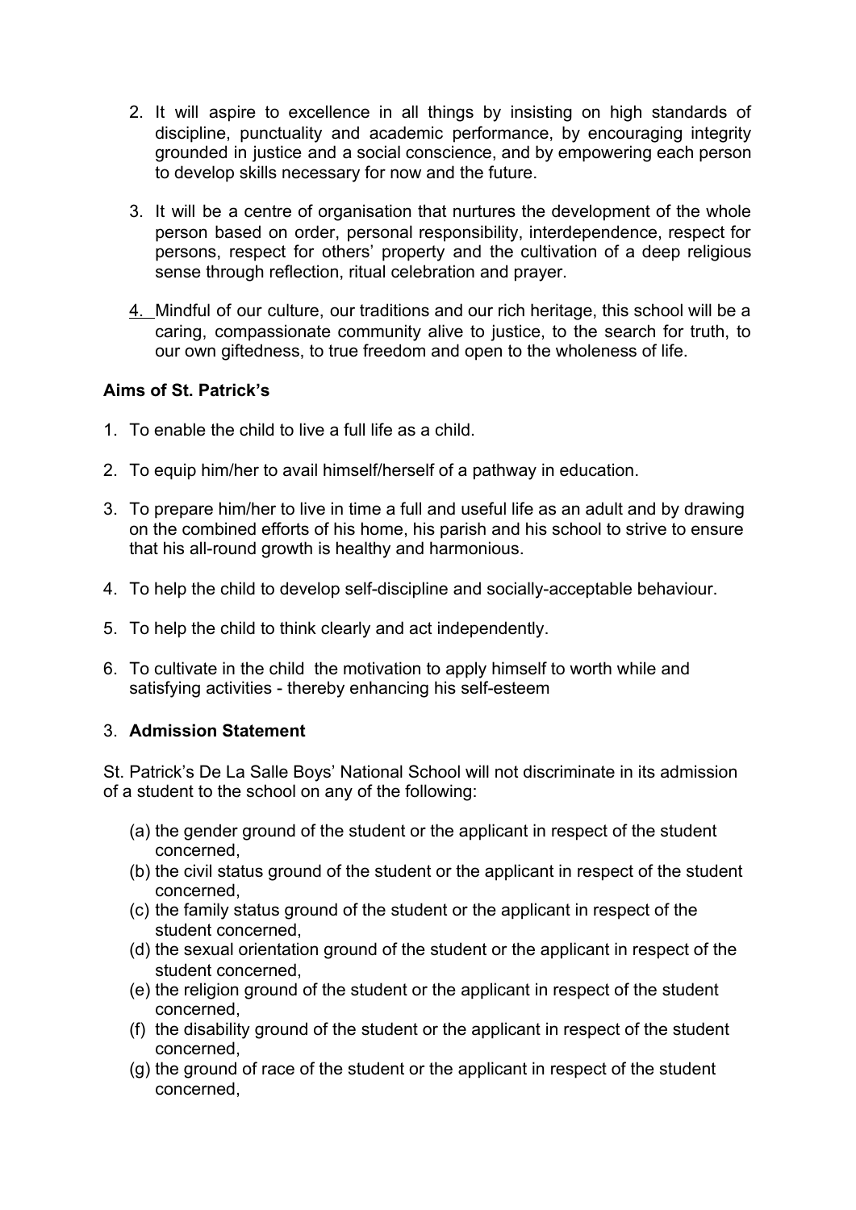2. It will aspire to excellence in all things by insisting on high standards of discipline, punctuality and academic performance, by encouraging integrity grounded in justice and a social conscience, and by empowering each person to develop skills necessary for now and the future.

3. It will be a centre of organisation that nurtures the development of the whole person based on order, personal responsibility, interdependence, respect for persons, respect for others' property and the cultivation of a deep religious sense through reflection, ritual celebration and prayer.

4. Mindful of our culture, our traditions and our rich heritage, this school will be a caring, compassionate community alive to justice, to the search for truth, to our own giftedness, to true freedom and open to the wholeness of life.

**Aims of St. Patrick's**

1. To enable the child to live a full life as a child.

2. To equip him/her to avail himself/herself of a pathway in education.

3. To prepare him/her to live in time a full and useful life as an adult and by drawing on the combined efforts of his home, his parish and his school to strive to ensure that his all-round growth is healthy and harmonious.

4. To help the child to develop self-discipline and socially-acceptable behaviour.

5. To help the child to think clearly and act independently.

6. To cultivate in the child the motivation to apply himself to worth while and satisfying activities - thereby enhancing his self-esteem

3. **Admission Statement**

St. Patrick's De La Salle Boys' National School will not discriminate in its admission of a student to the school on any of the following:

(a) the gender ground of the student or the applicant in respect of the student concerned,
(b) the civil status ground of the student or the applicant in respect of the student concerned,
(c) the family status ground of the student or the applicant in respect of the student concerned,
(d) the sexual orientation ground of the student or the applicant in respect of the student concerned,
(e) the religion ground of the student or the applicant in respect of the student concerned,
(f) the disability ground of the student or the applicant in respect of the student concerned,
(g) the ground of race of the student or the applicant in respect of the student concerned,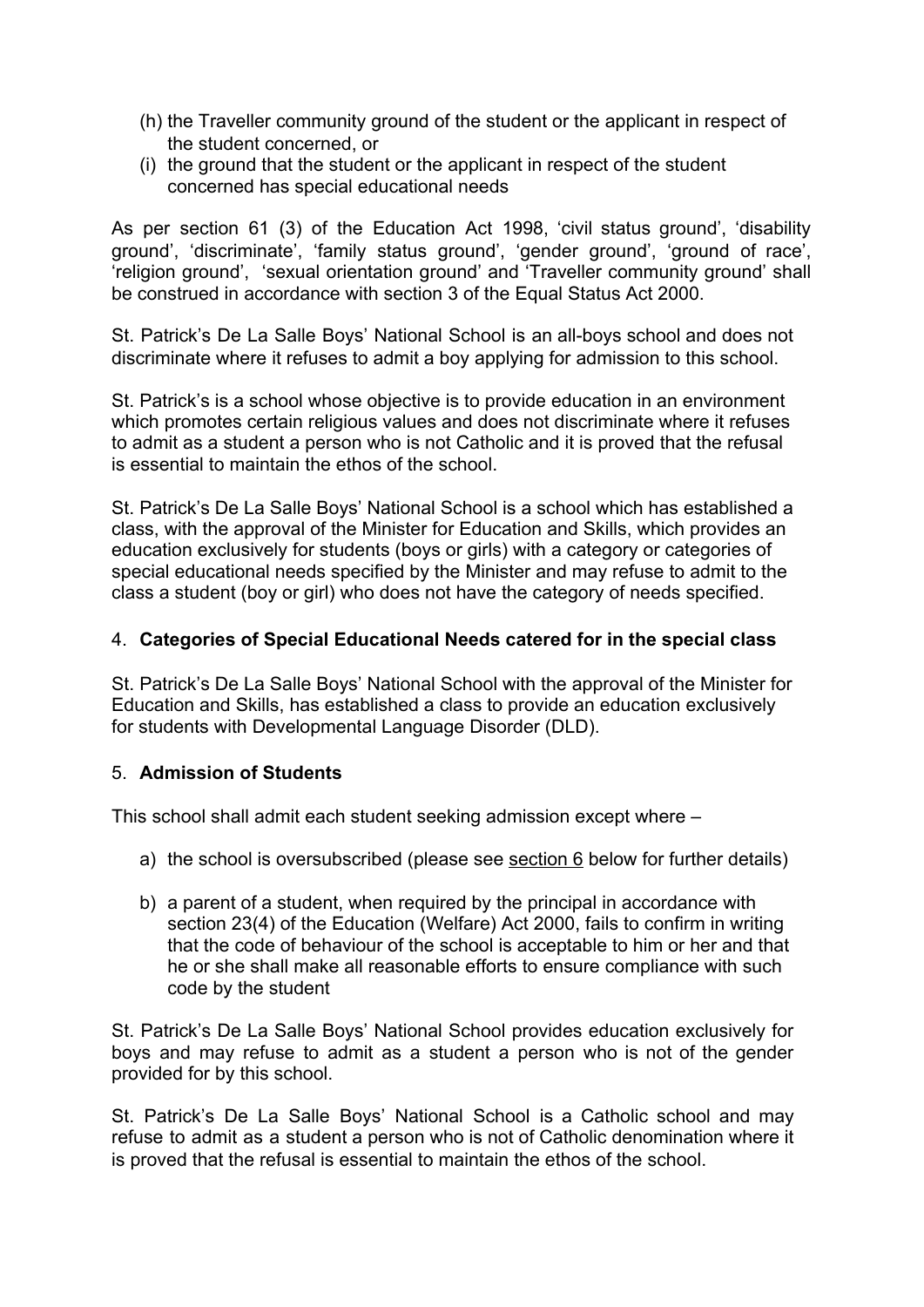(h) the Traveller community ground of the student or the applicant in respect of the student concerned, or
(i) the ground that the student or the applicant in respect of the student concerned has special educational needs

As per section 61 (3) of the Education Act 1998, 'civil status ground', 'disability ground', 'discriminate', 'family status ground', 'gender ground', 'ground of race', 'religion ground', 'sexual orientation ground' and 'Traveller community ground' shall be construed in accordance with section 3 of the Equal Status Act 2000.

St. Patrick's De La Salle Boys' National School is an all-boys school and does not discriminate where it refuses to admit a boy applying for admission to this school.

St. Patrick's is a school whose objective is to provide education in an environment which promotes certain religious values and does not discriminate where it refuses to admit as a student a person who is not Catholic and it is proved that the refusal is essential to maintain the ethos of the school.

St. Patrick's De La Salle Boys' National School is a school which has established a class, with the approval of the Minister for Education and Skills, which provides an education exclusively for students (boys or girls) with a category or categories of special educational needs specified by the Minister and may refuse to admit to the class a student (boy or girl) who does not have the category of needs specified.

## 4. **Categories of Special Educational Needs catered for in the special class**

St. Patrick's De La Salle Boys' National School with the approval of the Minister for Education and Skills, has established a class to provide an education exclusively for students with Developmental Language Disorder (DLD).

## 5. **Admission of Students**

This school shall admit each student seeking admission except where –

a) the school is oversubscribed (please see section 6 below for further details)

b) a parent of a student, when required by the principal in accordance with section 23(4) of the Education (Welfare) Act 2000, fails to confirm in writing that the code of behaviour of the school is acceptable to him or her and that he or she shall make all reasonable efforts to ensure compliance with such code by the student

St. Patrick's De La Salle Boys' National School provides education exclusively for boys and may refuse to admit as a student a person who is not of the gender provided for by this school.

St. Patrick's De La Salle Boys' National School is a Catholic school and may refuse to admit as a student a person who is not of Catholic denomination where it is proved that the refusal is essential to maintain the ethos of the school.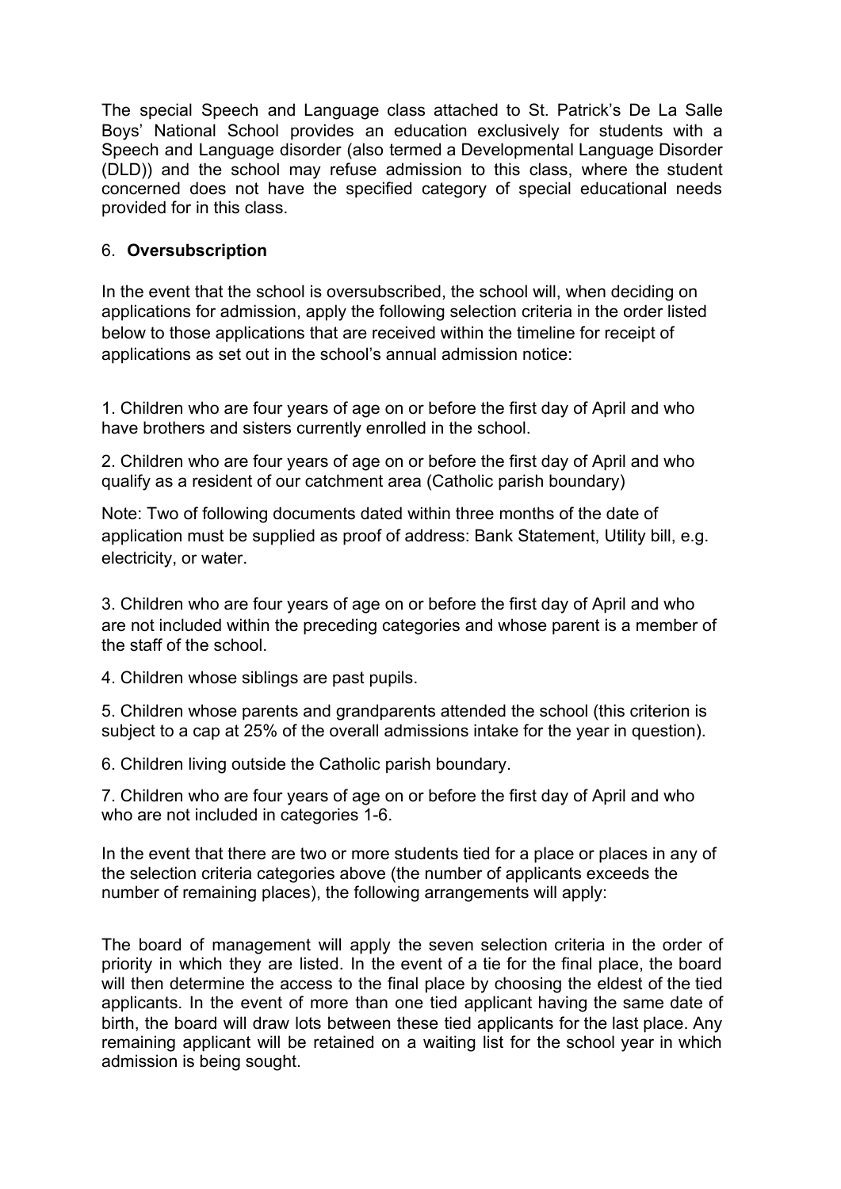The special Speech and Language class attached to St. Patrick's De La Salle Boys' National School provides an education exclusively for students with a Speech and Language disorder (also termed a Developmental Language Disorder (DLD)) and the school may refuse admission to this class, where the student concerned does not have the specified category of special educational needs provided for in this class.

## 6. **Oversubscription**

In the event that the school is oversubscribed, the school will, when deciding on applications for admission, apply the following selection criteria in the order listed below to those applications that are received within the timeline for receipt of applications as set out in the school's annual admission notice:

1. Children who are four years of age on or before the first day of April and who have brothers and sisters currently enrolled in the school.

2. Children who are four years of age on or before the first day of April and who qualify as a resident of our catchment area (Catholic parish boundary)

Note: Two of following documents dated within three months of the date of application must be supplied as proof of address: Bank Statement, Utility bill, e.g. electricity, or water.

3. Children who are four years of age on or before the first day of April and who are not included within the preceding categories and whose parent is a member of the staff of the school.

4. Children whose siblings are past pupils.

5. Children whose parents and grandparents attended the school (this criterion is subject to a cap at 25% of the overall admissions intake for the year in question).

6. Children living outside the Catholic parish boundary.

7. Children who are four years of age on or before the first day of April and who who are not included in categories 1-6.

In the event that there are two or more students tied for a place or places in any of the selection criteria categories above (the number of applicants exceeds the number of remaining places), the following arrangements will apply:

The board of management will apply the seven selection criteria in the order of priority in which they are listed. In the event of a tie for the final place, the board will then determine the access to the final place by choosing the eldest of the tied applicants. In the event of more than one tied applicant having the same date of birth, the board will draw lots between these tied applicants for the last place. Any remaining applicant will be retained on a waiting list for the school year in which admission is being sought.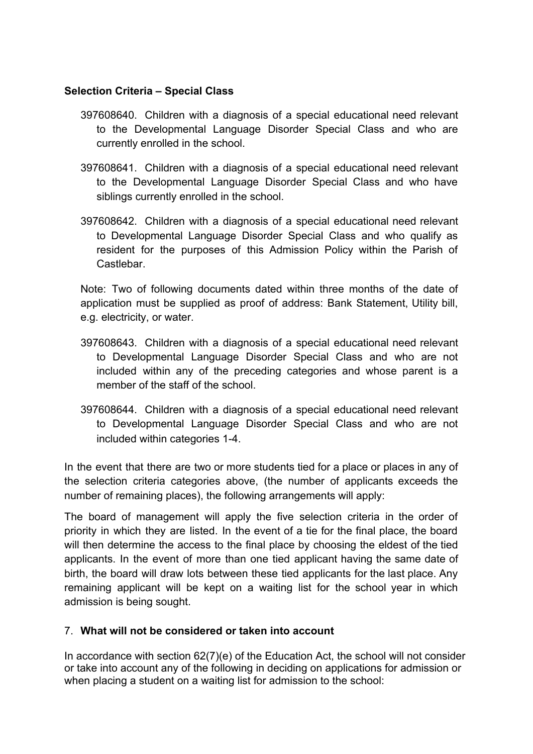**Selection Criteria – Special Class**

397608640. Children with a diagnosis of a special educational need relevant to the Developmental Language Disorder Special Class and who are currently enrolled in the school.

397608641. Children with a diagnosis of a special educational need relevant to the Developmental Language Disorder Special Class and who have siblings currently enrolled in the school.

397608642. Children with a diagnosis of a special educational need relevant to Developmental Language Disorder Special Class and who qualify as resident for the purposes of this Admission Policy within the Parish of Castlebar.

Note: Two of following documents dated within three months of the date of application must be supplied as proof of address: Bank Statement, Utility bill, e.g. electricity, or water.

397608643. Children with a diagnosis of a special educational need relevant to Developmental Language Disorder Special Class and who are not included within any of the preceding categories and whose parent is a member of the staff of the school.

397608644. Children with a diagnosis of a special educational need relevant to Developmental Language Disorder Special Class and who are not included within categories 1-4.

In the event that there are two or more students tied for a place or places in any of the selection criteria categories above, (the number of applicants exceeds the number of remaining places), the following arrangements will apply:

The board of management will apply the five selection criteria in the order of priority in which they are listed. In the event of a tie for the final place, the board will then determine the access to the final place by choosing the eldest of the tied applicants. In the event of more than one tied applicant having the same date of birth, the board will draw lots between these tied applicants for the last place. Any remaining applicant will be kept on a waiting list for the school year in which admission is being sought.

## 7. What will not be considered or taken into account

In accordance with section 62(7)(e) of the Education Act, the school will not consider or take into account any of the following in deciding on applications for admission or when placing a student on a waiting list for admission to the school: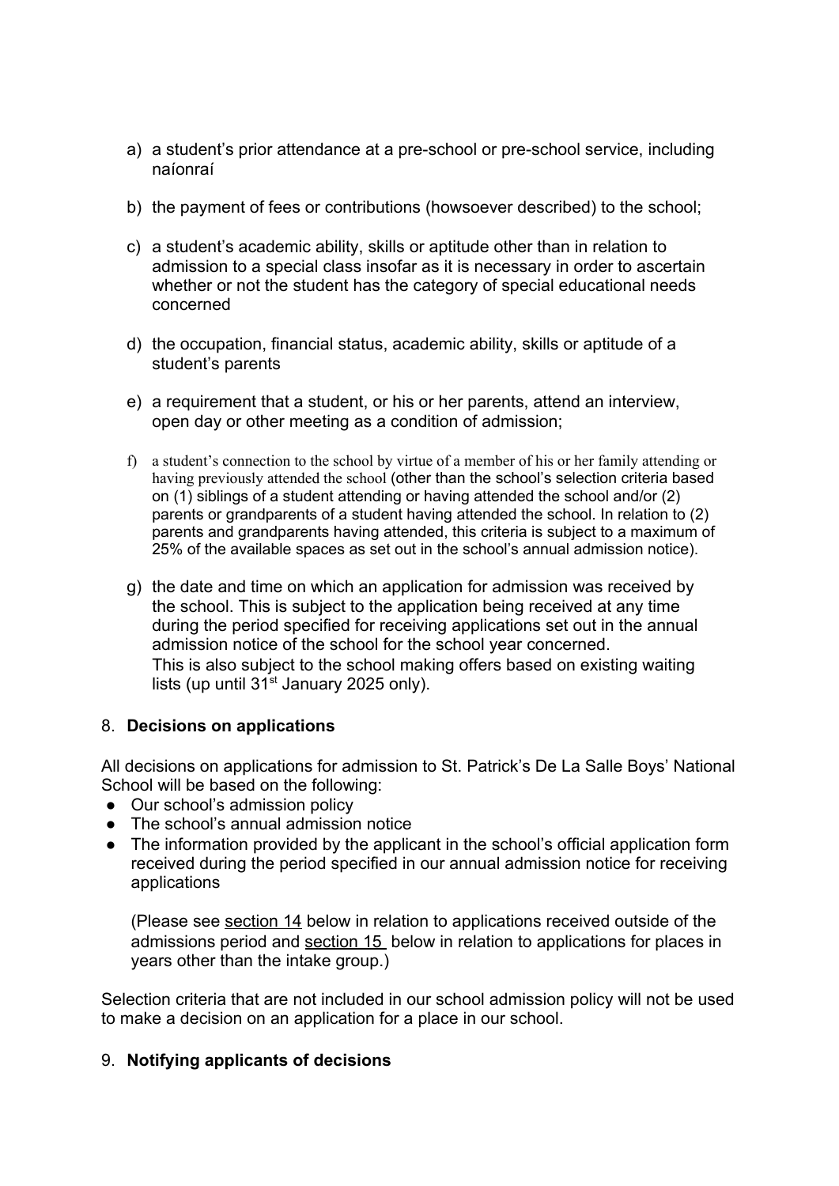a) a student's prior attendance at a pre-school or pre-school service, including naíonraí

b) the payment of fees or contributions (howsoever described) to the school;

c) a student's academic ability, skills or aptitude other than in relation to admission to a special class insofar as it is necessary in order to ascertain whether or not the student has the category of special educational needs concerned

d) the occupation, financial status, academic ability, skills or aptitude of a student's parents

e) a requirement that a student, or his or her parents, attend an interview, open day or other meeting as a condition of admission;

f) a student's connection to the school by virtue of a member of his or her family attending or having previously attended the school (other than the school's selection criteria based on (1) siblings of a student attending or having attended the school and/or (2) parents or grandparents of a student having attended the school. In relation to (2) parents and grandparents having attended, this criteria is subject to a maximum of 25% of the available spaces as set out in the school's annual admission notice).

g) the date and time on which an application for admission was received by the school. This is subject to the application being received at any time during the period specified for receiving applications set out in the annual admission notice of the school for the school year concerned.
This is also subject to the school making offers based on existing waiting lists (up until 31st January 2025 only).

## 8. **Decisions on applications**

All decisions on applications for admission to St. Patrick's De La Salle Boys' National School will be based on the following:

- Our school's admission policy
- The school's annual admission notice
- The information provided by the applicant in the school's official application form received during the period specified in our annual admission notice for receiving applications

  (Please see section 14 below in relation to applications received outside of the admissions period and section 15 below in relation to applications for places in years other than the intake group.)

Selection criteria that are not included in our school admission policy will not be used to make a decision on an application for a place in our school.

## 9. **Notifying applicants of decisions**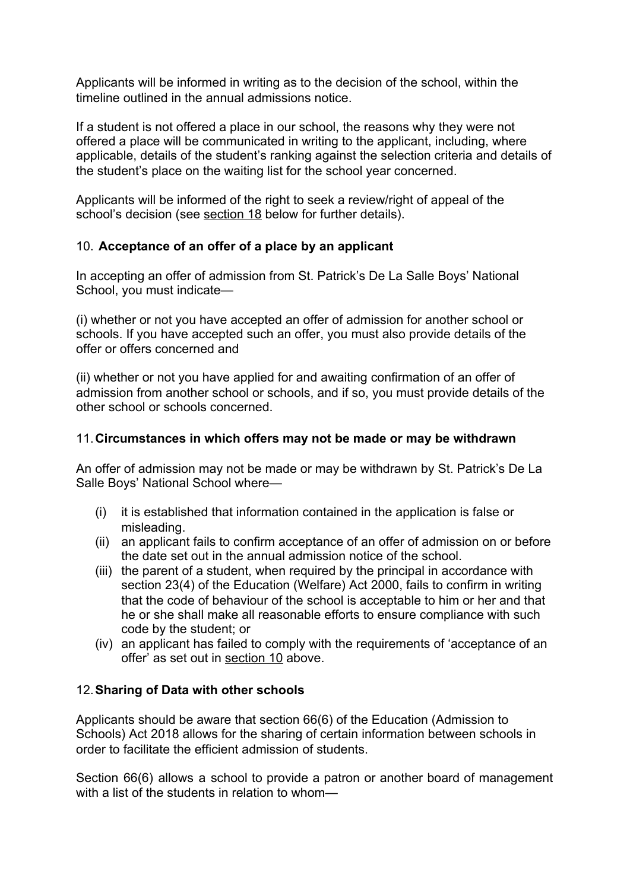Applicants will be informed in writing as to the decision of the school, within the timeline outlined in the annual admissions notice.

If a student is not offered a place in our school, the reasons why they were not offered a place will be communicated in writing to the applicant, including, where applicable, details of the student's ranking against the selection criteria and details of the student's place on the waiting list for the school year concerned.

Applicants will be informed of the right to seek a review/right of appeal of the school's decision (see section 18 below for further details).

## 10. **Acceptance of an offer of a place by an applicant**

In accepting an offer of admission from St. Patrick's De La Salle Boys' National School, you must indicate—

(i) whether or not you have accepted an offer of admission for another school or schools. If you have accepted such an offer, you must also provide details of the offer or offers concerned and

(ii) whether or not you have applied for and awaiting confirmation of an offer of admission from another school or schools, and if so, you must provide details of the other school or schools concerned.

## 11. **Circumstances in which offers may not be made or may be withdrawn**

An offer of admission may not be made or may be withdrawn by St. Patrick's De La Salle Boys' National School where—

- (i) it is established that information contained in the application is false or misleading.
- (ii) an applicant fails to confirm acceptance of an offer of admission on or before the date set out in the annual admission notice of the school.
- (iii) the parent of a student, when required by the principal in accordance with section 23(4) of the Education (Welfare) Act 2000, fails to confirm in writing that the code of behaviour of the school is acceptable to him or her and that he or she shall make all reasonable efforts to ensure compliance with such code by the student; or
- (iv) an applicant has failed to comply with the requirements of 'acceptance of an offer' as set out in section 10 above.

## 12. **Sharing of Data with other schools**

Applicants should be aware that section 66(6) of the Education (Admission to Schools) Act 2018 allows for the sharing of certain information between schools in order to facilitate the efficient admission of students.

Section 66(6) allows a school to provide a patron or another board of management with a list of the students in relation to whom—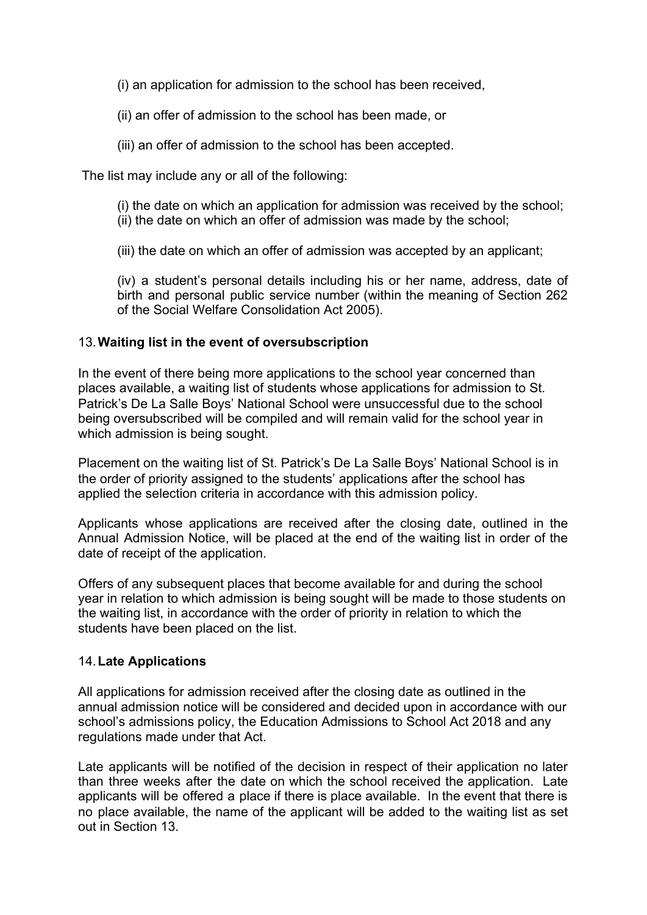(i) an application for admission to the school has been received,

(ii) an offer of admission to the school has been made, or

(iii) an offer of admission to the school has been accepted.

The list may include any or all of the following:

(i) the date on which an application for admission was received by the school;
(ii) the date on which an offer of admission was made by the school;

(iii) the date on which an offer of admission was accepted by an applicant;

(iv) a student's personal details including his or her name, address, date of birth and personal public service number (within the meaning of Section 262 of the Social Welfare Consolidation Act 2005).

## 13. Waiting list in the event of oversubscription

In the event of there being more applications to the school year concerned than places available, a waiting list of students whose applications for admission to St. Patrick's De La Salle Boys' National School were unsuccessful due to the school being oversubscribed will be compiled and will remain valid for the school year in which admission is being sought.

Placement on the waiting list of St. Patrick's De La Salle Boys' National School is in the order of priority assigned to the students' applications after the school has applied the selection criteria in accordance with this admission policy.

Applicants whose applications are received after the closing date, outlined in the Annual Admission Notice, will be placed at the end of the waiting list in order of the date of receipt of the application.

Offers of any subsequent places that become available for and during the school year in relation to which admission is being sought will be made to those students on the waiting list, in accordance with the order of priority in relation to which the students have been placed on the list.

## 14. Late Applications

All applications for admission received after the closing date as outlined in the annual admission notice will be considered and decided upon in accordance with our school's admissions policy, the Education Admissions to School Act 2018 and any regulations made under that Act.

Late applicants will be notified of the decision in respect of their application no later than three weeks after the date on which the school received the application. Late applicants will be offered a place if there is place available. In the event that there is no place available, the name of the applicant will be added to the waiting list as set out in Section 13.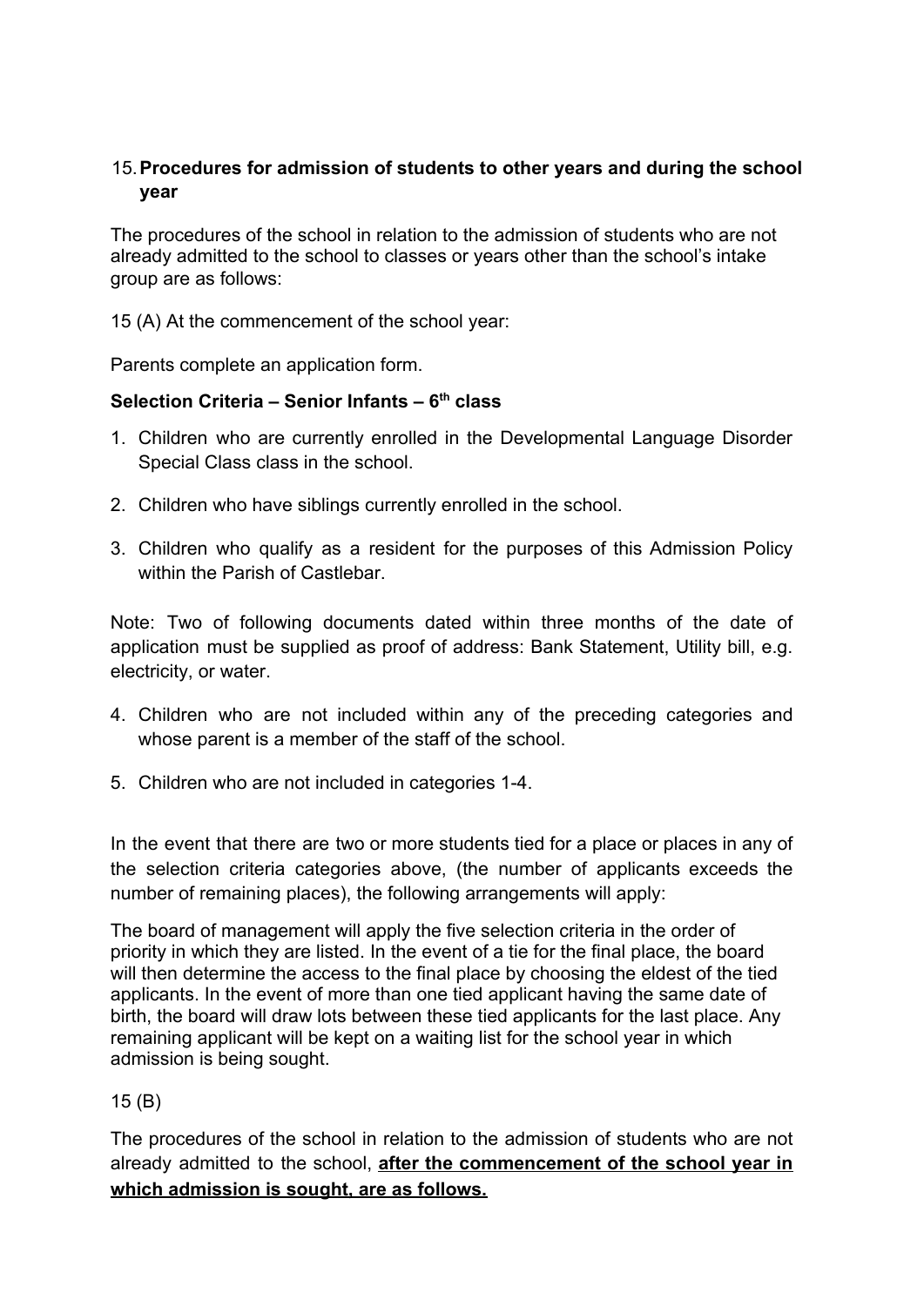## 15. Procedures for admission of students to other years and during the school year

The procedures of the school in relation to the admission of students who are not already admitted to the school to classes or years other than the school's intake group are as follows:

15 (A) At the commencement of the school year:

Parents complete an application form.

**Selection Criteria – Senior Infants – 6th class**

1. Children who are currently enrolled in the Developmental Language Disorder Special Class class in the school.
2. Children who have siblings currently enrolled in the school.
3. Children who qualify as a resident for the purposes of this Admission Policy within the Parish of Castlebar.

Note: Two of following documents dated within three months of the date of application must be supplied as proof of address: Bank Statement, Utility bill, e.g. electricity, or water.

4. Children who are not included within any of the preceding categories and whose parent is a member of the staff of the school.
5. Children who are not included in categories 1-4.

In the event that there are two or more students tied for a place or places in any of the selection criteria categories above, (the number of applicants exceeds the number of remaining places), the following arrangements will apply:

The board of management will apply the five selection criteria in the order of priority in which they are listed. In the event of a tie for the final place, the board will then determine the access to the final place by choosing the eldest of the tied applicants. In the event of more than one tied applicant having the same date of birth, the board will draw lots between these tied applicants for the last place. Any remaining applicant will be kept on a waiting list for the school year in which admission is being sought.

15 (B)

The procedures of the school in relation to the admission of students who are not already admitted to the school, **after the commencement of the school year in which admission is sought, are as follows.**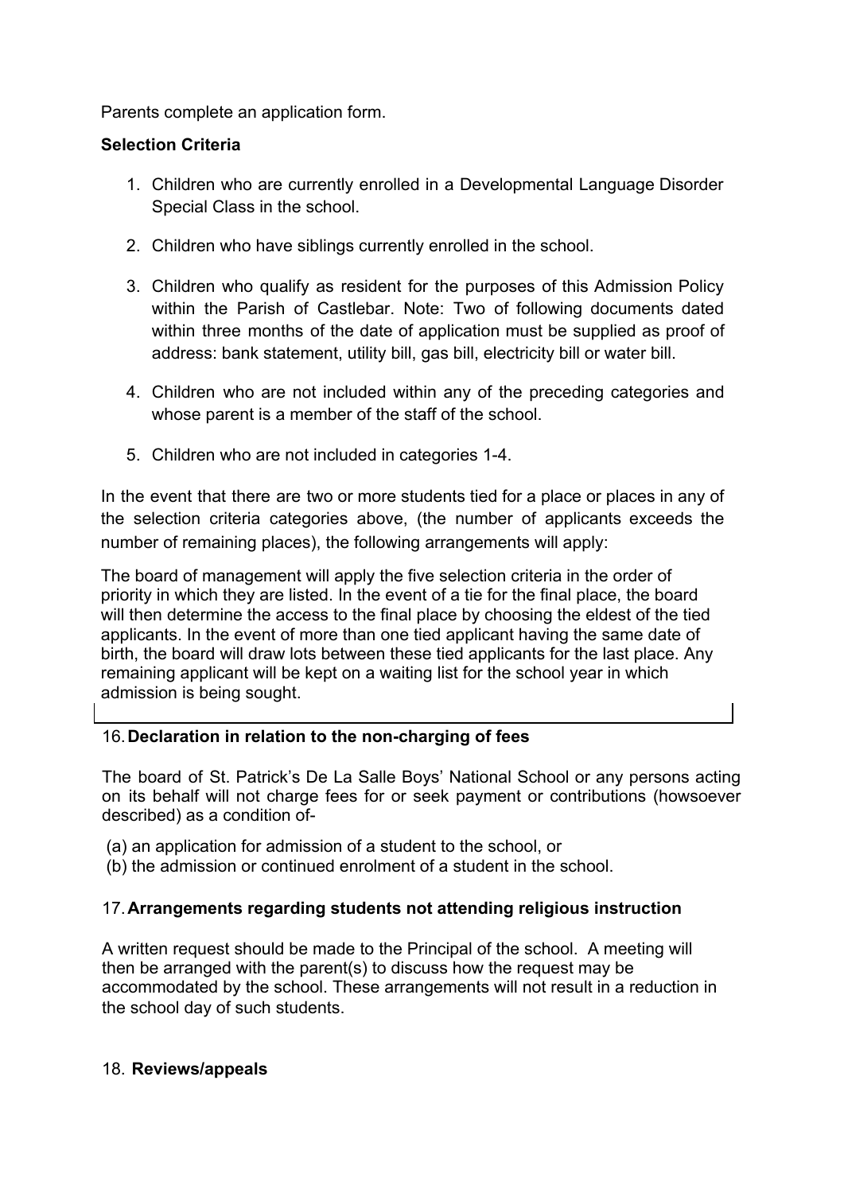Parents complete an application form.

**Selection Criteria**

1. Children who are currently enrolled in a Developmental Language Disorder Special Class in the school.
2. Children who have siblings currently enrolled in the school.
3. Children who qualify as resident for the purposes of this Admission Policy within the Parish of Castlebar. Note: Two of following documents dated within three months of the date of application must be supplied as proof of address: bank statement, utility bill, gas bill, electricity bill or water bill.
4. Children who are not included within any of the preceding categories and whose parent is a member of the staff of the school.
5. Children who are not included in categories 1-4.

In the event that there are two or more students tied for a place or places in any of the selection criteria categories above, (the number of applicants exceeds the number of remaining places), the following arrangements will apply:

The board of management will apply the five selection criteria in the order of priority in which they are listed. In the event of a tie for the final place, the board will then determine the access to the final place by choosing the eldest of the tied applicants. In the event of more than one tied applicant having the same date of birth, the board will draw lots between these tied applicants for the last place. Any remaining applicant will be kept on a waiting list for the school year in which admission is being sought.

## 16. Declaration in relation to the non-charging of fees

The board of St. Patrick's De La Salle Boys' National School or any persons acting on its behalf will not charge fees for or seek payment or contributions (howsoever described) as a condition of-

(a) an application for admission of a student to the school, or
(b) the admission or continued enrolment of a student in the school.

## 17. Arrangements regarding students not attending religious instruction

A written request should be made to the Principal of the school. A meeting will then be arranged with the parent(s) to discuss how the request may be accommodated by the school. These arrangements will not result in a reduction in the school day of such students.

## 18. Reviews/appeals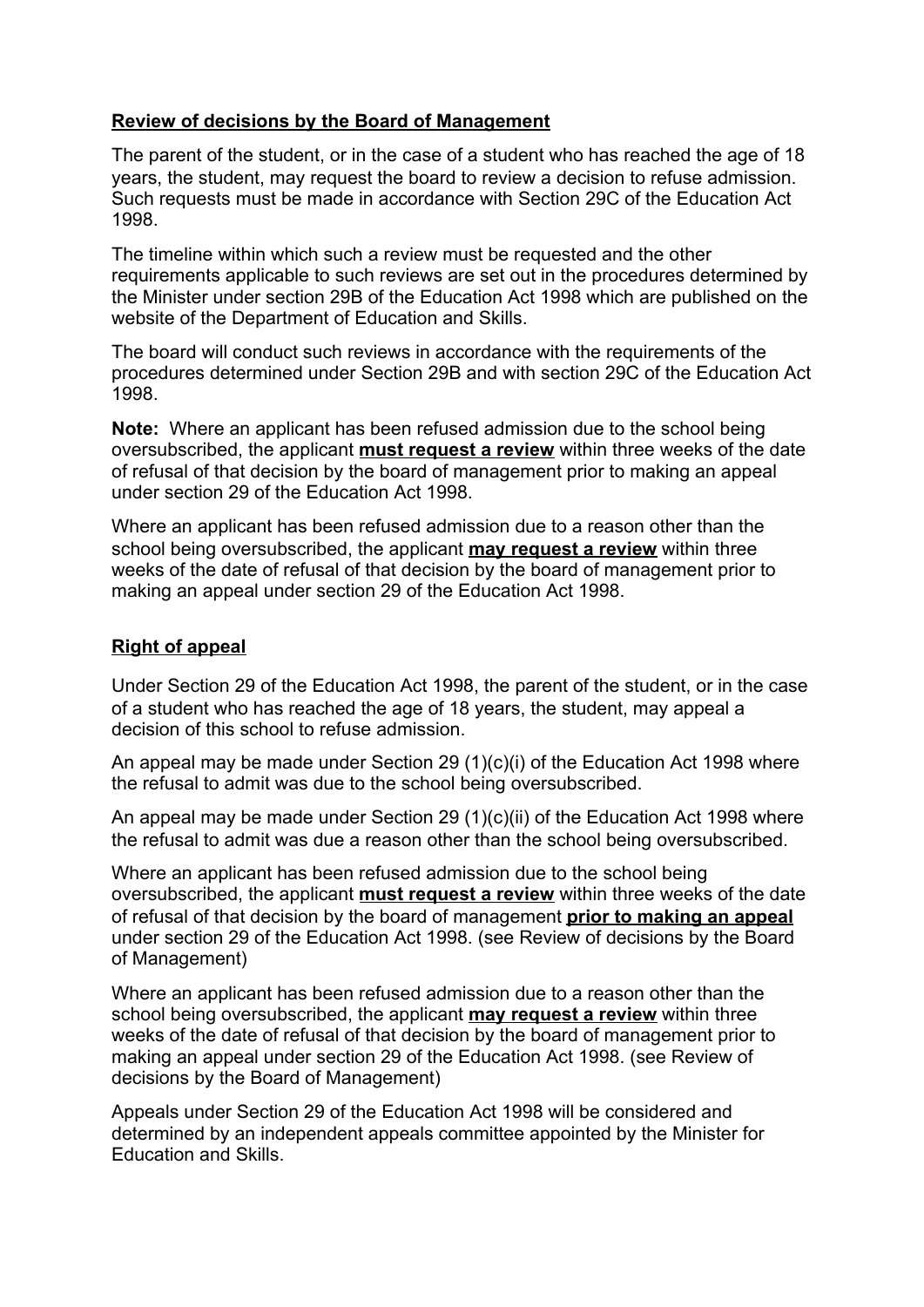## **Review of decisions by the Board of Management**

The parent of the student, or in the case of a student who has reached the age of 18 years, the student, may request the board to review a decision to refuse admission. Such requests must be made in accordance with Section 29C of the Education Act 1998.

The timeline within which such a review must be requested and the other requirements applicable to such reviews are set out in the procedures determined by the Minister under section 29B of the Education Act 1998 which are published on the website of the Department of Education and Skills.

The board will conduct such reviews in accordance with the requirements of the procedures determined under Section 29B and with section 29C of the Education Act 1998.

**Note:** Where an applicant has been refused admission due to the school being oversubscribed, the applicant **must request a review** within three weeks of the date of refusal of that decision by the board of management prior to making an appeal under section 29 of the Education Act 1998.

Where an applicant has been refused admission due to a reason other than the school being oversubscribed, the applicant **may request a review** within three weeks of the date of refusal of that decision by the board of management prior to making an appeal under section 29 of the Education Act 1998.

## **Right of appeal**

Under Section 29 of the Education Act 1998, the parent of the student, or in the case of a student who has reached the age of 18 years, the student, may appeal a decision of this school to refuse admission.

An appeal may be made under Section 29 (1)(c)(i) of the Education Act 1998 where the refusal to admit was due to the school being oversubscribed.

An appeal may be made under Section 29 (1)(c)(ii) of the Education Act 1998 where the refusal to admit was due a reason other than the school being oversubscribed.

Where an applicant has been refused admission due to the school being oversubscribed, the applicant **must request a review** within three weeks of the date of refusal of that decision by the board of management **prior to making an appeal** under section 29 of the Education Act 1998. (see Review of decisions by the Board of Management)

Where an applicant has been refused admission due to a reason other than the school being oversubscribed, the applicant **may request a review** within three weeks of the date of refusal of that decision by the board of management prior to making an appeal under section 29 of the Education Act 1998. (see Review of decisions by the Board of Management)

Appeals under Section 29 of the Education Act 1998 will be considered and determined by an independent appeals committee appointed by the Minister for Education and Skills.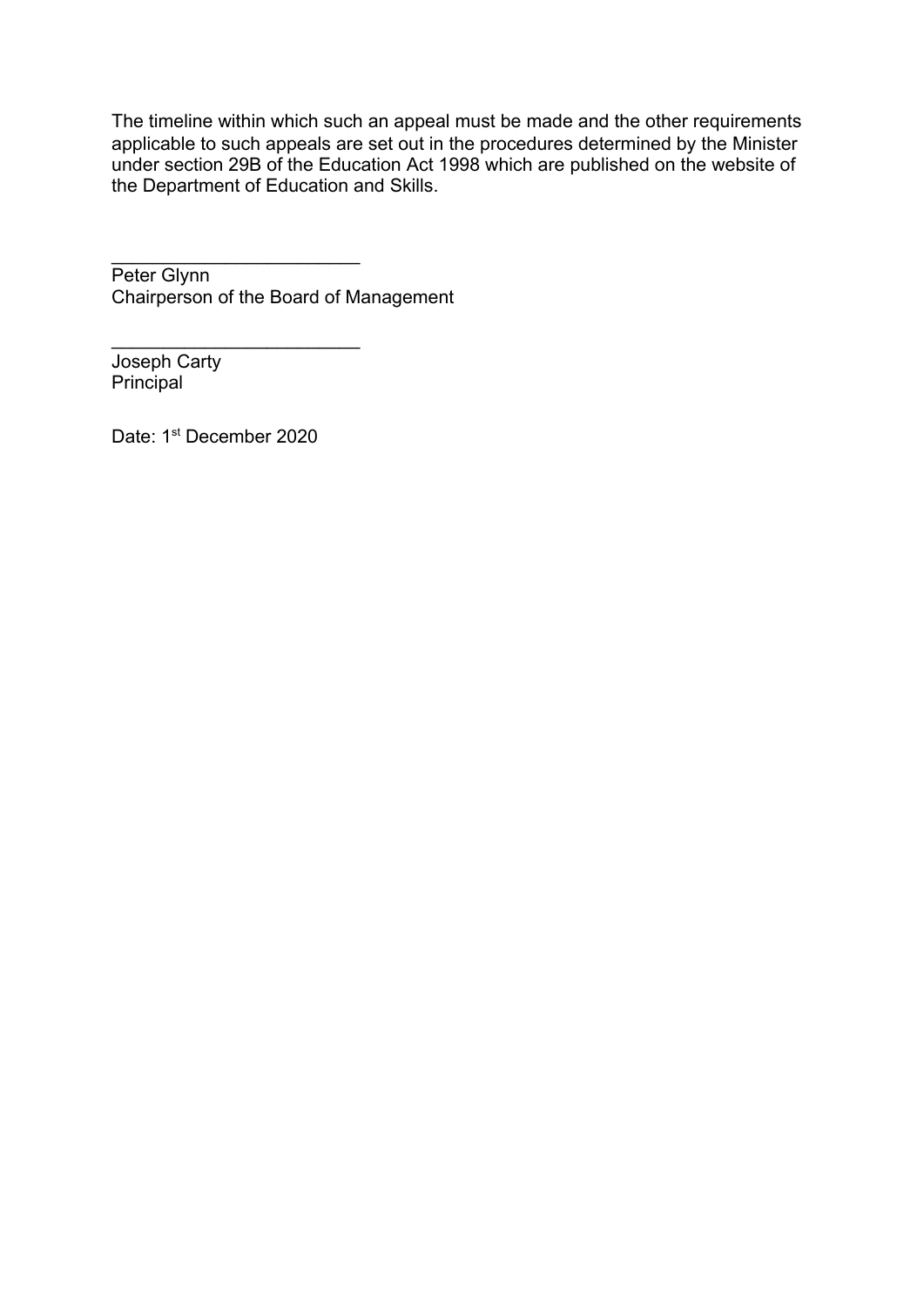The timeline within which such an appeal must be made and the other requirements applicable to such appeals are set out in the procedures determined by the Minister under section 29B of the Education Act 1998 which are published on the website of the Department of Education and Skills.

________________________
Peter Glynn
Chairperson of the Board of Management

________________________
Joseph Carty
Principal

Date: 1st December 2020